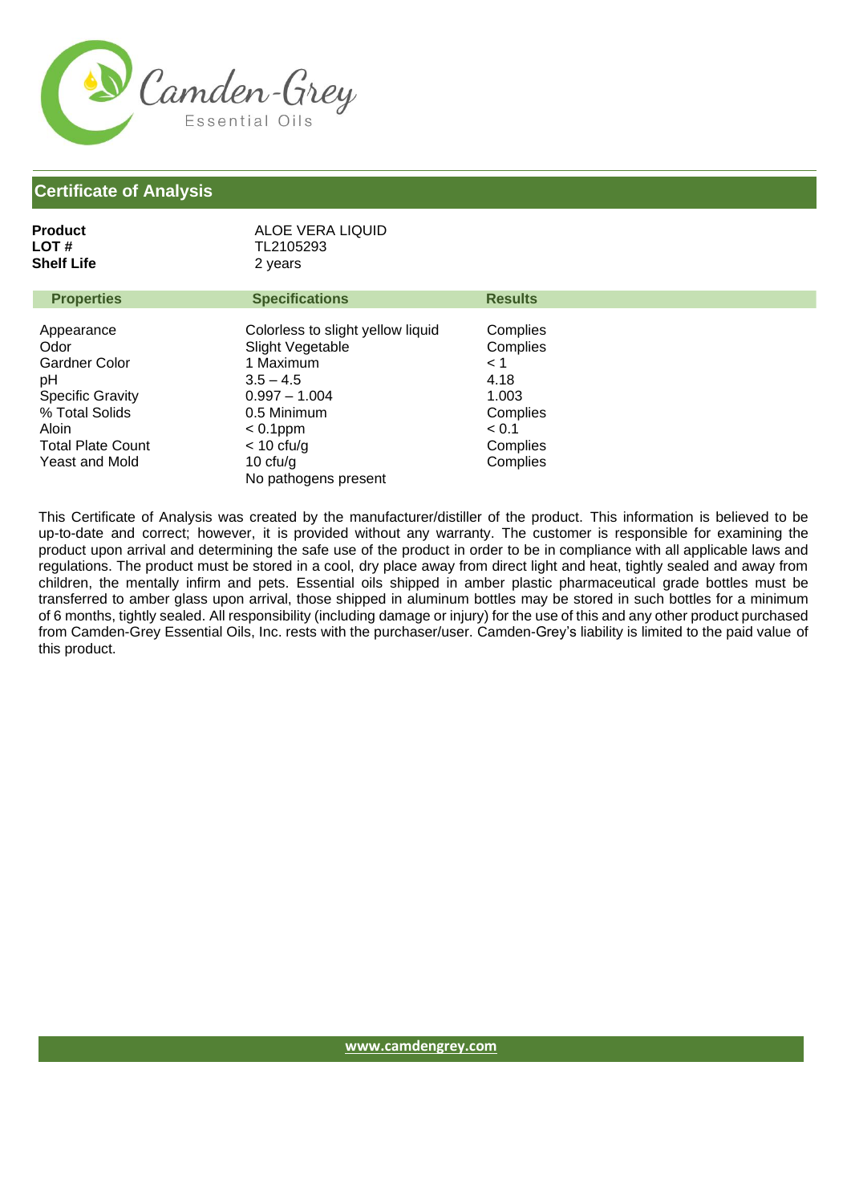Camden-Grey
Essential Oils

## Certificate of Analysis

**Product** ALOE VERA LIQUID
**LOT #** TL2105293
**Shelf Life** 2 years

| Properties | Specifications | Results |
|---|---|---|
| Appearance | Colorless to slight yellow liquid | Complies |
| Odor | Slight Vegetable | Complies |
| Gardner Color | 1 Maximum | < 1 |
| pH | 3.5 – 4.5 | 4.18 |
| Specific Gravity | 0.997 – 1.004 | 1.003 |
| % Total Solids | 0.5 Minimum | Complies |
| Aloin | < 0.1ppm | < 0.1 |
| Total Plate Count | < 10 cfu/g | Complies |
| Yeast and Mold | 10 cfu/g | Complies |
| | No pathogens present | |

This Certificate of Analysis was created by the manufacturer/distiller of the product. This information is believed to be up-to-date and correct; however, it is provided without any warranty. The customer is responsible for examining the product upon arrival and determining the safe use of the product in order to be in compliance with all applicable laws and regulations. The product must be stored in a cool, dry place away from direct light and heat, tightly sealed and away from children, the mentally infirm and pets. Essential oils shipped in amber plastic pharmaceutical grade bottles must be transferred to amber glass upon arrival, those shipped in aluminum bottles may be stored in such bottles for a minimum of 6 months, tightly sealed. All responsibility (including damage or injury) for the use of this and any other product purchased from Camden-Grey Essential Oils, Inc. rests with the purchaser/user. Camden-Grey's liability is limited to the paid value of this product.

www.camdengrey.com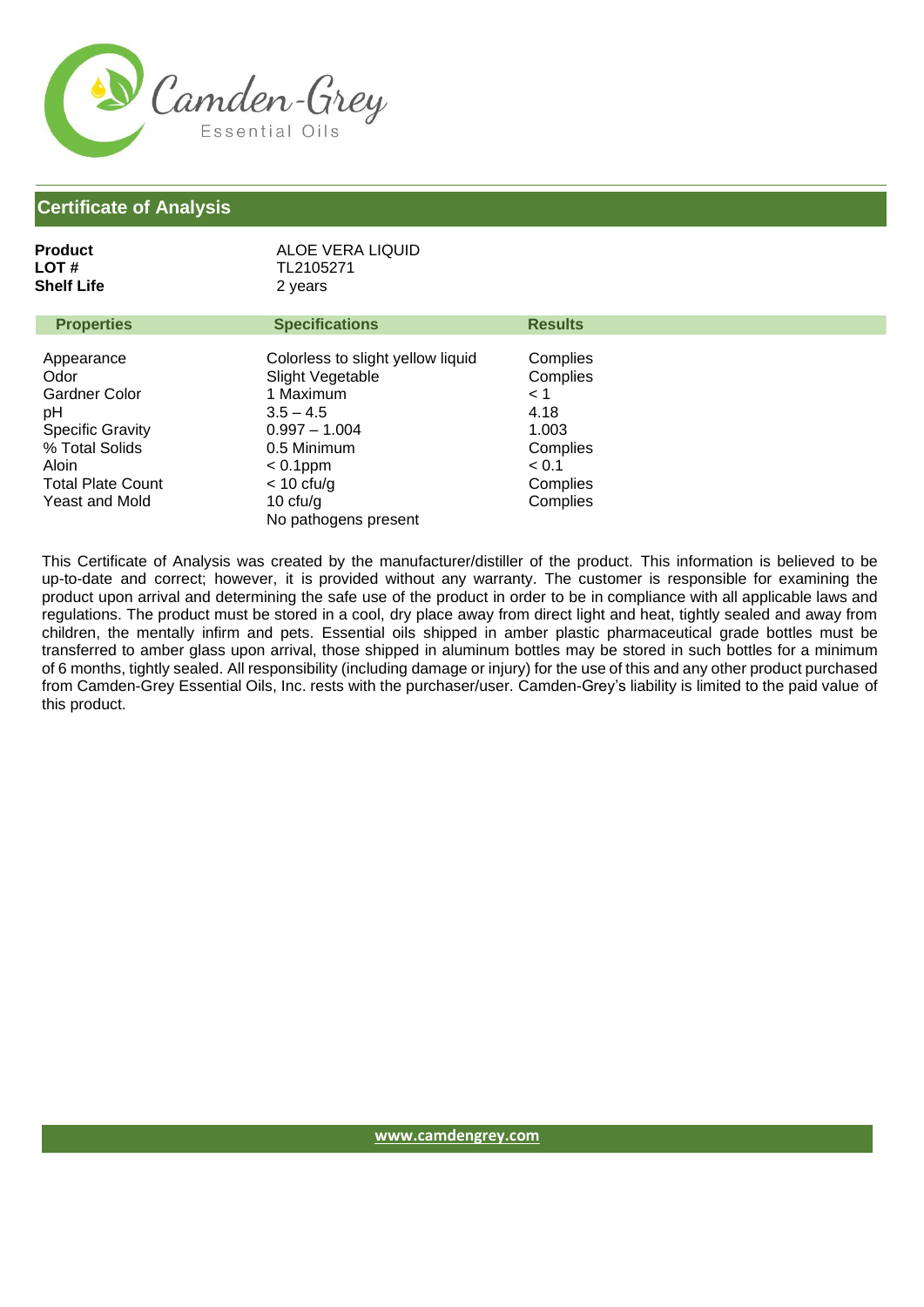Camden-Grey
Essential Oils

## Certificate of Analysis

**Product** ALOE VERA LIQUID
**LOT #** TL2105271
**Shelf Life** 2 years

| Properties | Specifications | Results |
|---|---|---|
| Appearance | Colorless to slight yellow liquid | Complies |
| Odor | Slight Vegetable | Complies |
| Gardner Color | 1 Maximum | < 1 |
| pH | 3.5 – 4.5 | 4.18 |
| Specific Gravity | 0.997 – 1.004 | 1.003 |
| % Total Solids | 0.5 Minimum | Complies |
| Aloin | < 0.1ppm | < 0.1 |
| Total Plate Count | < 10 cfu/g | Complies |
| Yeast and Mold | 10 cfu/g<br>No pathogens present | Complies |

This Certificate of Analysis was created by the manufacturer/distiller of the product. This information is believed to be up-to-date and correct; however, it is provided without any warranty. The customer is responsible for examining the product upon arrival and determining the safe use of the product in order to be in compliance with all applicable laws and regulations. The product must be stored in a cool, dry place away from direct light and heat, tightly sealed and away from children, the mentally infirm and pets. Essential oils shipped in amber plastic pharmaceutical grade bottles must be transferred to amber glass upon arrival, those shipped in aluminum bottles may be stored in such bottles for a minimum of 6 months, tightly sealed. All responsibility (including damage or injury) for the use of this and any other product purchased from Camden-Grey Essential Oils, Inc. rests with the purchaser/user. Camden-Grey's liability is limited to the paid value of this product.

www.camdengrey.com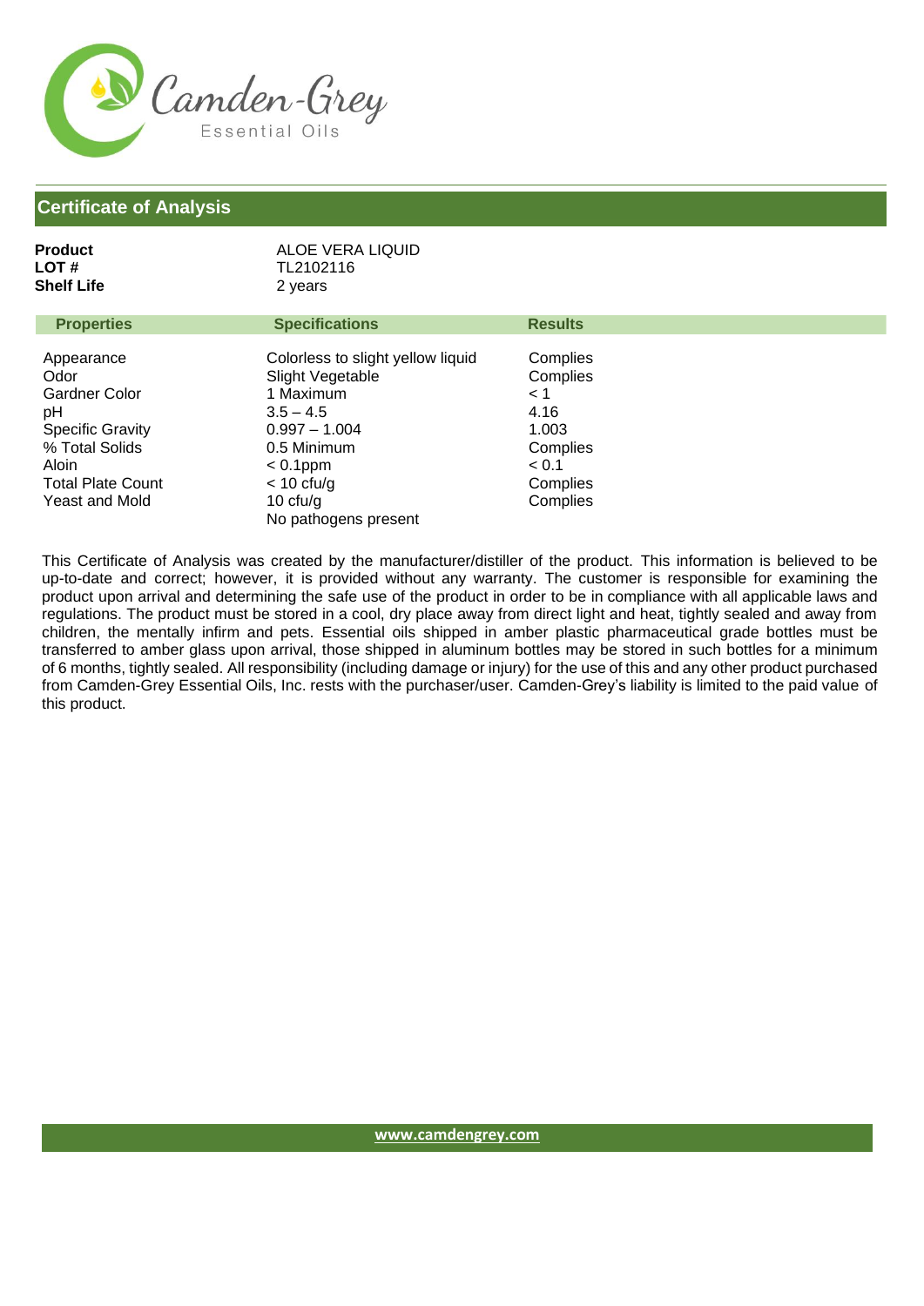Camden-Grey
Essential Oils

## Certificate of Analysis

**Product** ALOE VERA LIQUID
**LOT #** TL2102116
**Shelf Life** 2 years

| Properties | Specifications | Results |
|---|---|---|
| Appearance | Colorless to slight yellow liquid | Complies |
| Odor | Slight Vegetable | Complies |
| Gardner Color | 1 Maximum | < 1 |
| pH | 3.5 – 4.5 | 4.16 |
| Specific Gravity | 0.997 – 1.004 | 1.003 |
| % Total Solids | 0.5 Minimum | Complies |
| Aloin | < 0.1ppm | < 0.1 |
| Total Plate Count | < 10 cfu/g | Complies |
| Yeast and Mold | 10 cfu/g | Complies |
| | No pathogens present | |

This Certificate of Analysis was created by the manufacturer/distiller of the product. This information is believed to be up-to-date and correct; however, it is provided without any warranty. The customer is responsible for examining the product upon arrival and determining the safe use of the product in order to be in compliance with all applicable laws and regulations. The product must be stored in a cool, dry place away from direct light and heat, tightly sealed and away from children, the mentally infirm and pets. Essential oils shipped in amber plastic pharmaceutical grade bottles must be transferred to amber glass upon arrival, those shipped in aluminum bottles may be stored in such bottles for a minimum of 6 months, tightly sealed. All responsibility (including damage or injury) for the use of this and any other product purchased from Camden-Grey Essential Oils, Inc. rests with the purchaser/user. Camden-Grey's liability is limited to the paid value of this product.

www.camdengrey.com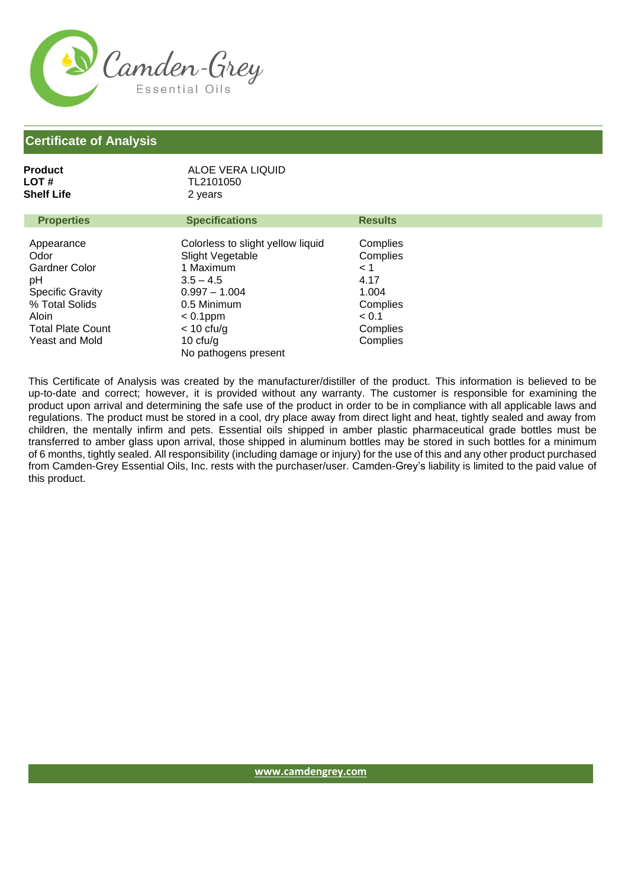## Certificate of Analysis

**Product** ALOE VERA LIQUID
**LOT #** TL2101050
**Shelf Life** 2 years

| Properties | Specifications | Results |
| --- | --- | --- |
| Appearance | Colorless to slight yellow liquid | Complies |
| Odor | Slight Vegetable | Complies |
| Gardner Color | 1 Maximum | < 1 |
| pH | 3.5 – 4.5 | 4.17 |
| Specific Gravity | 0.997 – 1.004 | 1.004 |
| % Total Solids | 0.5 Minimum | Complies |
| Aloin | < 0.1ppm | < 0.1 |
| Total Plate Count | < 10 cfu/g | Complies |
| Yeast and Mold | 10 cfu/g | Complies |
| | No pathogens present | |

This Certificate of Analysis was created by the manufacturer/distiller of the product. This information is believed to be up-to-date and correct; however, it is provided without any warranty. The customer is responsible for examining the product upon arrival and determining the safe use of the product in order to be in compliance with all applicable laws and regulations. The product must be stored in a cool, dry place away from direct light and heat, tightly sealed and away from children, the mentally infirm and pets. Essential oils shipped in amber plastic pharmaceutical grade bottles must be transferred to amber glass upon arrival, those shipped in aluminum bottles may be stored in such bottles for a minimum of 6 months, tightly sealed. All responsibility (including damage or injury) for the use of this and any other product purchased from Camden-Grey Essential Oils, Inc. rests with the purchaser/user. Camden-Grey's liability is limited to the paid value of this product.

www.camdengrey.com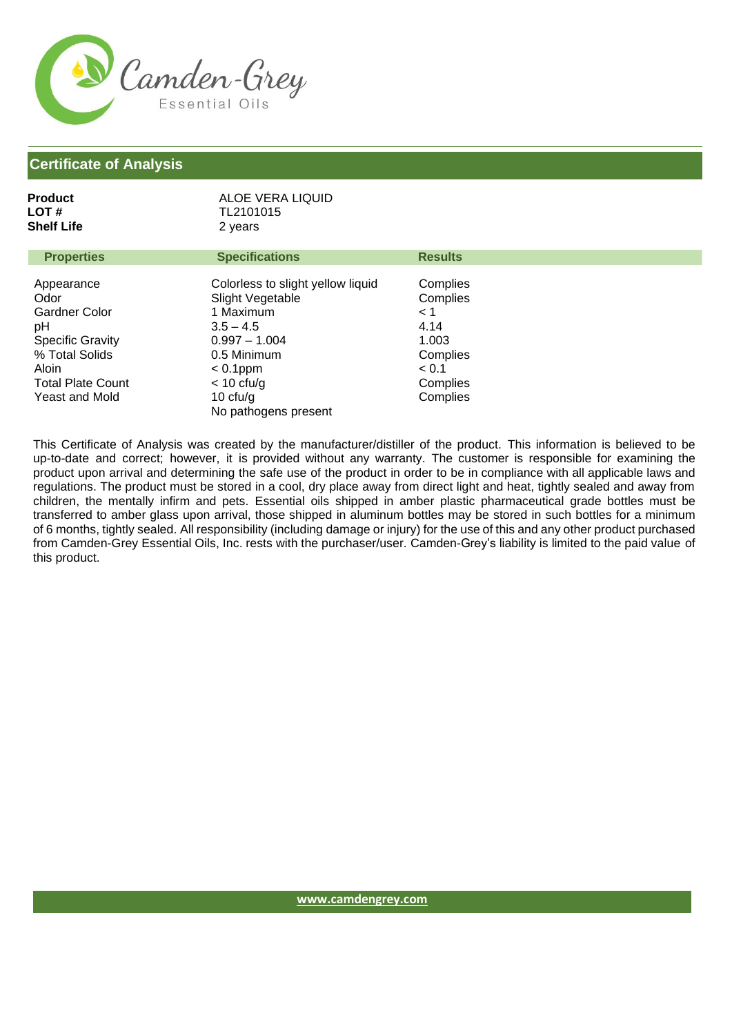Camden-Grey
Essential Oils

## Certificate of Analysis

**Product** ALOE VERA LIQUID
**LOT #** TL2101015
**Shelf Life** 2 years

| Properties | Specifications | Results |
|---|---|---|
| Appearance | Colorless to slight yellow liquid | Complies |
| Odor | Slight Vegetable | Complies |
| Gardner Color | 1 Maximum | < 1 |
| pH | 3.5 – 4.5 | 4.14 |
| Specific Gravity | 0.997 – 1.004 | 1.003 |
| % Total Solids | 0.5 Minimum | Complies |
| Aloin | < 0.1ppm | < 0.1 |
| Total Plate Count | < 10 cfu/g | Complies |
| Yeast and Mold | 10 cfu/g | Complies |
| | No pathogens present | |

This Certificate of Analysis was created by the manufacturer/distiller of the product. This information is believed to be up-to-date and correct; however, it is provided without any warranty. The customer is responsible for examining the product upon arrival and determining the safe use of the product in order to be in compliance with all applicable laws and regulations. The product must be stored in a cool, dry place away from direct light and heat, tightly sealed and away from children, the mentally infirm and pets. Essential oils shipped in amber plastic pharmaceutical grade bottles must be transferred to amber glass upon arrival, those shipped in aluminum bottles may be stored in such bottles for a minimum of 6 months, tightly sealed. All responsibility (including damage or injury) for the use of this and any other product purchased from Camden-Grey Essential Oils, Inc. rests with the purchaser/user. Camden-Grey's liability is limited to the paid value of this product.

www.camdengrey.com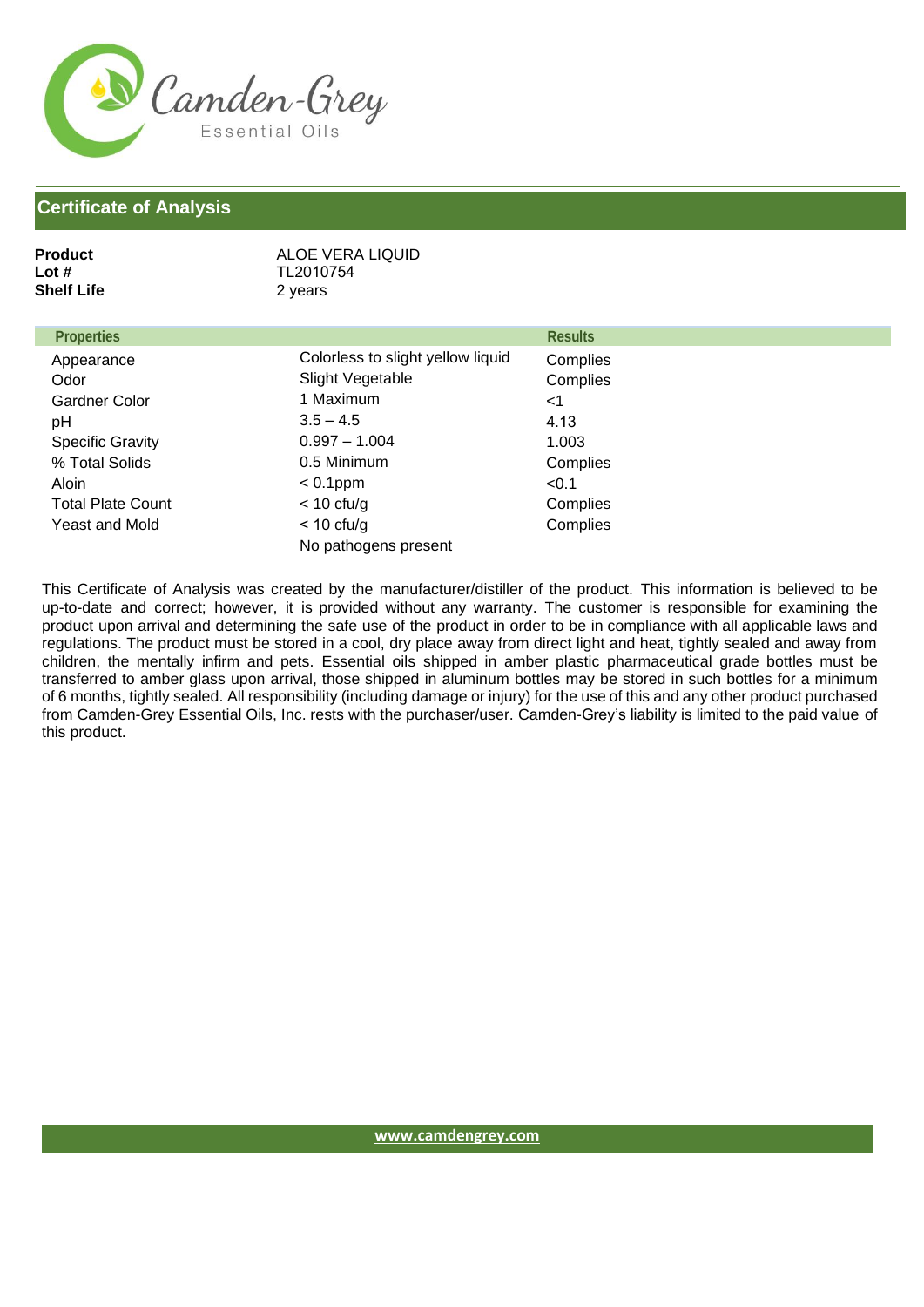Camden-Grey Essential Oils

## Certificate of Analysis

**Product** ALOE VERA LIQUID
**Lot #** TL2010754
**Shelf Life** 2 years

| Properties | | Results |
|---|---|---|
| Appearance | Colorless to slight yellow liquid | Complies |
| Odor | Slight Vegetable | Complies |
| Gardner Color | 1 Maximum | <1 |
| pH | 3.5 – 4.5 | 4.13 |
| Specific Gravity | 0.997 – 1.004 | 1.003 |
| % Total Solids | 0.5 Minimum | Complies |
| Aloin | < 0.1ppm | <0.1 |
| Total Plate Count | < 10 cfu/g | Complies |
| Yeast and Mold | < 10 cfu/g | Complies |
| | No pathogens present | |

This Certificate of Analysis was created by the manufacturer/distiller of the product. This information is believed to be up-to-date and correct; however, it is provided without any warranty. The customer is responsible for examining the product upon arrival and determining the safe use of the product in order to be in compliance with all applicable laws and regulations. The product must be stored in a cool, dry place away from direct light and heat, tightly sealed and away from children, the mentally infirm and pets. Essential oils shipped in amber plastic pharmaceutical grade bottles must be transferred to amber glass upon arrival, those shipped in aluminum bottles may be stored in such bottles for a minimum of 6 months, tightly sealed. All responsibility (including damage or injury) for the use of this and any other product purchased from Camden-Grey Essential Oils, Inc. rests with the purchaser/user. Camden-Grey's liability is limited to the paid value of this product.

www.camdengrey.com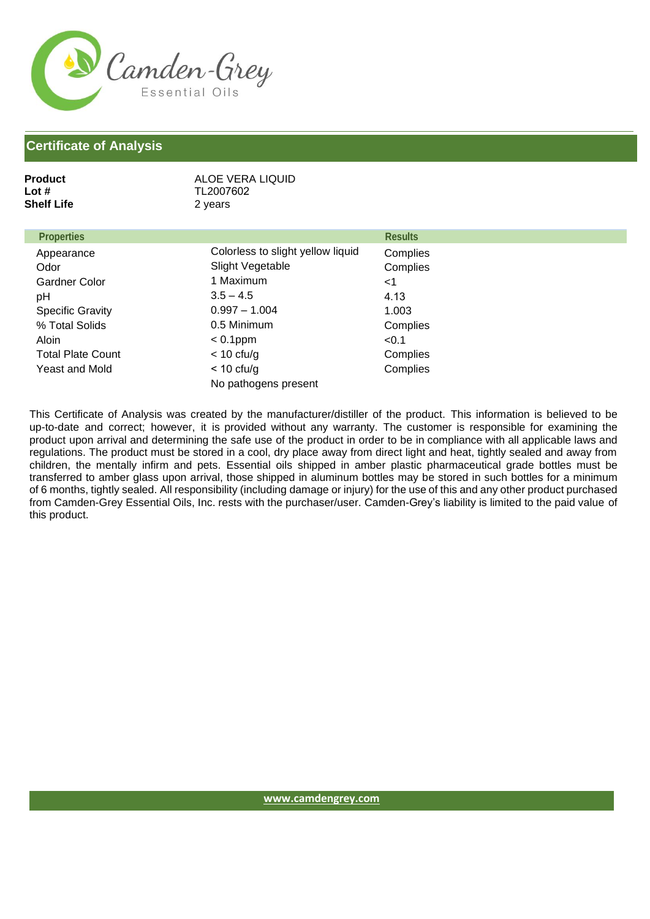## Certificate of Analysis

**Product** ALOE VERA LIQUID
**Lot #** TL2007602
**Shelf Life** 2 years

| Properties | | Results |
|---|---|---|
| Appearance | Colorless to slight yellow liquid | Complies |
| Odor | Slight Vegetable | Complies |
| Gardner Color | 1 Maximum | <1 |
| pH | 3.5 – 4.5 | 4.13 |
| Specific Gravity | 0.997 – 1.004 | 1.003 |
| % Total Solids | 0.5 Minimum | Complies |
| Aloin | < 0.1ppm | <0.1 |
| Total Plate Count | < 10 cfu/g | Complies |
| Yeast and Mold | < 10 cfu/g | Complies |
| | No pathogens present | |

This Certificate of Analysis was created by the manufacturer/distiller of the product. This information is believed to be up-to-date and correct; however, it is provided without any warranty. The customer is responsible for examining the product upon arrival and determining the safe use of the product in order to be in compliance with all applicable laws and regulations. The product must be stored in a cool, dry place away from direct light and heat, tightly sealed and away from children, the mentally infirm and pets. Essential oils shipped in amber plastic pharmaceutical grade bottles must be transferred to amber glass upon arrival, those shipped in aluminum bottles may be stored in such bottles for a minimum of 6 months, tightly sealed. All responsibility (including damage or injury) for the use of this and any other product purchased from Camden-Grey Essential Oils, Inc. rests with the purchaser/user. Camden-Grey's liability is limited to the paid value of this product.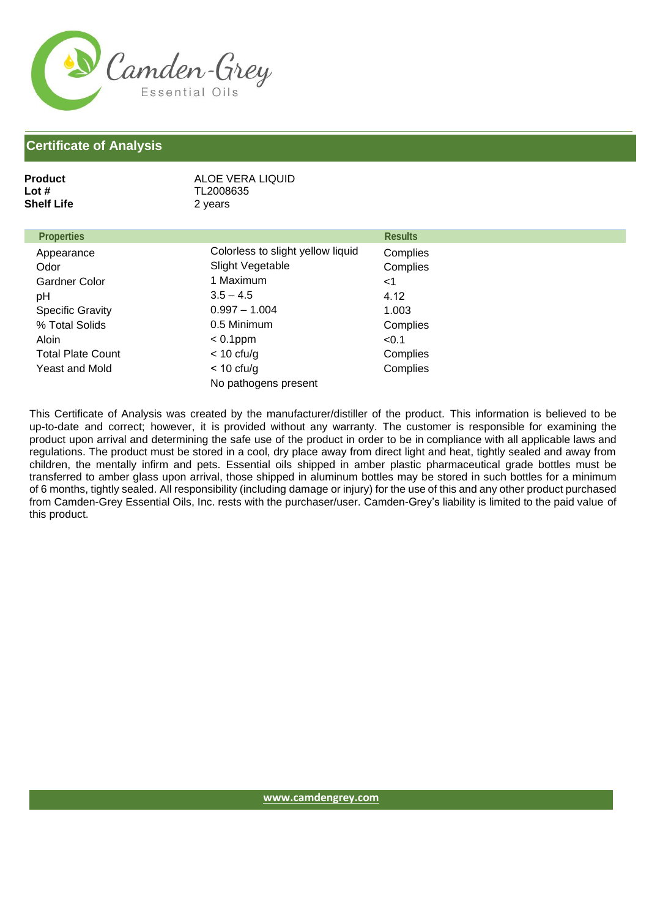Camden-Grey
Essential Oils

## Certificate of Analysis

**Product** ALOE VERA LIQUID
**Lot #** TL2008635
**Shelf Life** 2 years

| Properties | | Results |
|---|---|---|
| Appearance | Colorless to slight yellow liquid | Complies |
| Odor | Slight Vegetable | Complies |
| Gardner Color | 1 Maximum | <1 |
| pH | 3.5 – 4.5 | 4.12 |
| Specific Gravity | 0.997 – 1.004 | 1.003 |
| % Total Solids | 0.5 Minimum | Complies |
| Aloin | < 0.1ppm | <0.1 |
| Total Plate Count | < 10 cfu/g | Complies |
| Yeast and Mold | < 10 cfu/g | Complies |
| | No pathogens present | |

This Certificate of Analysis was created by the manufacturer/distiller of the product. This information is believed to be up-to-date and correct; however, it is provided without any warranty. The customer is responsible for examining the product upon arrival and determining the safe use of the product in order to be in compliance with all applicable laws and regulations. The product must be stored in a cool, dry place away from direct light and heat, tightly sealed and away from children, the mentally infirm and pets. Essential oils shipped in amber plastic pharmaceutical grade bottles must be transferred to amber glass upon arrival, those shipped in aluminum bottles may be stored in such bottles for a minimum of 6 months, tightly sealed. All responsibility (including damage or injury) for the use of this and any other product purchased from Camden-Grey Essential Oils, Inc. rests with the purchaser/user. Camden-Grey's liability is limited to the paid value of this product.

www.camdengrey.com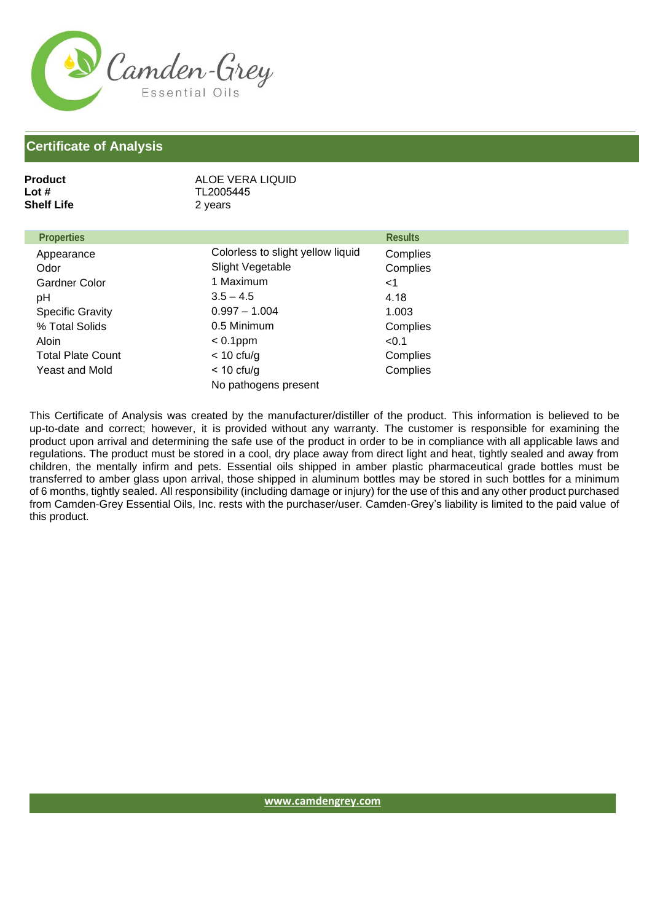Camden-Grey
Essential Oils

## Certificate of Analysis

**Product** ALOE VERA LIQUID
**Lot #** TL2005445
**Shelf Life** 2 years

| Properties | | Results |
|---|---|---|
| Appearance | Colorless to slight yellow liquid | Complies |
| Odor | Slight Vegetable | Complies |
| Gardner Color | 1 Maximum | <1 |
| pH | 3.5 – 4.5 | 4.18 |
| Specific Gravity | 0.997 – 1.004 | 1.003 |
| % Total Solids | 0.5 Minimum | Complies |
| Aloin | < 0.1ppm | <0.1 |
| Total Plate Count | < 10 cfu/g | Complies |
| Yeast and Mold | < 10 cfu/g | Complies |
| | No pathogens present | |

This Certificate of Analysis was created by the manufacturer/distiller of the product. This information is believed to be up-to-date and correct; however, it is provided without any warranty. The customer is responsible for examining the product upon arrival and determining the safe use of the product in order to be in compliance with all applicable laws and regulations. The product must be stored in a cool, dry place away from direct light and heat, tightly sealed and away from children, the mentally infirm and pets. Essential oils shipped in amber plastic pharmaceutical grade bottles must be transferred to amber glass upon arrival, those shipped in aluminum bottles may be stored in such bottles for a minimum of 6 months, tightly sealed. All responsibility (including damage or injury) for the use of this and any other product purchased from Camden-Grey Essential Oils, Inc. rests with the purchaser/user. Camden-Grey's liability is limited to the paid value of this product.

www.camdengrey.com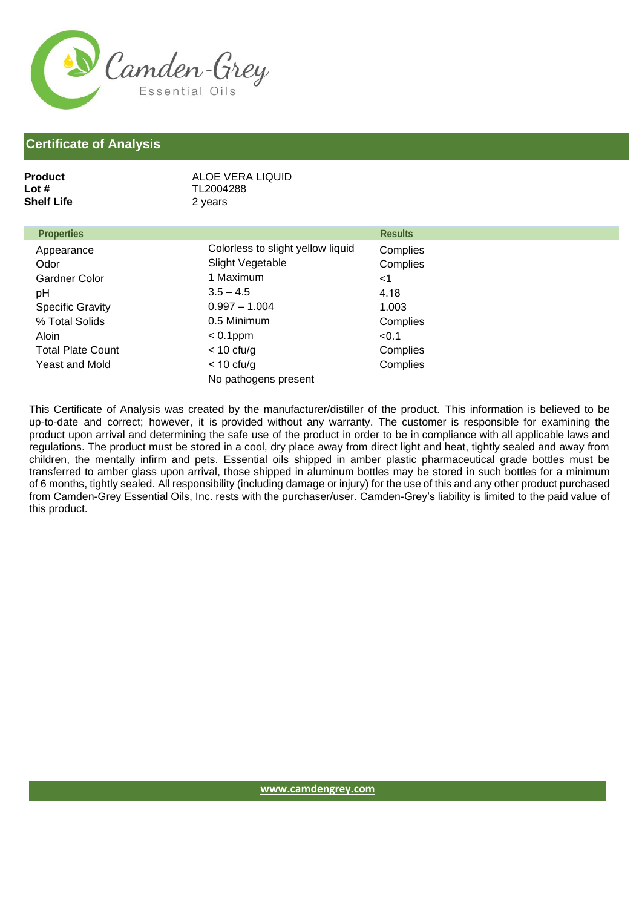Camden-Grey
Essential Oils

## Certificate of Analysis

**Product** ALOE VERA LIQUID
**Lot #** TL2004288
**Shelf Life** 2 years

| Properties | | Results |
|---|---|---|
| Appearance | Colorless to slight yellow liquid | Complies |
| Odor | Slight Vegetable | Complies |
| Gardner Color | 1 Maximum | <1 |
| pH | 3.5 – 4.5 | 4.18 |
| Specific Gravity | 0.997 – 1.004 | 1.003 |
| % Total Solids | 0.5 Minimum | Complies |
| Aloin | < 0.1ppm | <0.1 |
| Total Plate Count | < 10 cfu/g | Complies |
| Yeast and Mold | < 10 cfu/g | Complies |
| | No pathogens present | |

This Certificate of Analysis was created by the manufacturer/distiller of the product. This information is believed to be up-to-date and correct; however, it is provided without any warranty. The customer is responsible for examining the product upon arrival and determining the safe use of the product in order to be in compliance with all applicable laws and regulations. The product must be stored in a cool, dry place away from direct light and heat, tightly sealed and away from children, the mentally infirm and pets. Essential oils shipped in amber plastic pharmaceutical grade bottles must be transferred to amber glass upon arrival, those shipped in aluminum bottles may be stored in such bottles for a minimum of 6 months, tightly sealed. All responsibility (including damage or injury) for the use of this and any other product purchased from Camden-Grey Essential Oils, Inc. rests with the purchaser/user. Camden-Grey's liability is limited to the paid value of this product.

www.camdengrey.com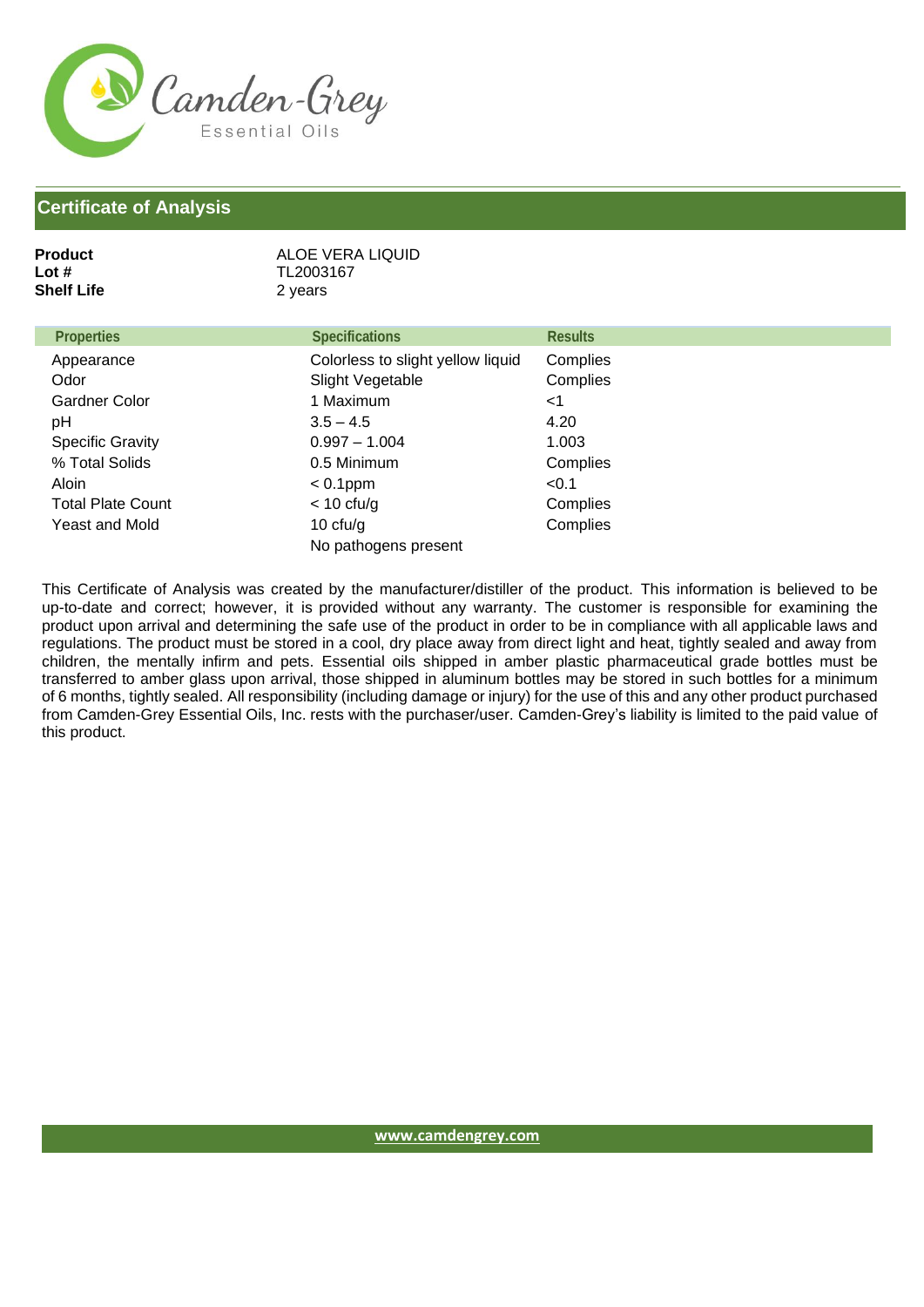# Certificate of Analysis

**Product** ALOE VERA LIQUID
**Lot #** TL2003167
**Shelf Life** 2 years

| Properties | Specifications | Results |
|---|---|---|
| Appearance | Colorless to slight yellow liquid | Complies |
| Odor | Slight Vegetable | Complies |
| Gardner Color | 1 Maximum | <1 |
| pH | 3.5 – 4.5 | 4.20 |
| Specific Gravity | 0.997 – 1.004 | 1.003 |
| % Total Solids | 0.5 Minimum | Complies |
| Aloin | < 0.1ppm | <0.1 |
| Total Plate Count | < 10 cfu/g | Complies |
| Yeast and Mold | 10 cfu/g | Complies |
| | No pathogens present | |

This Certificate of Analysis was created by the manufacturer/distiller of the product. This information is believed to be up-to-date and correct; however, it is provided without any warranty. The customer is responsible for examining the product upon arrival and determining the safe use of the product in order to be in compliance with all applicable laws and regulations. The product must be stored in a cool, dry place away from direct light and heat, tightly sealed and away from children, the mentally infirm and pets. Essential oils shipped in amber plastic pharmaceutical grade bottles must be transferred to amber glass upon arrival, those shipped in aluminum bottles may be stored in such bottles for a minimum of 6 months, tightly sealed. All responsibility (including damage or injury) for the use of this and any other product purchased from Camden-Grey Essential Oils, Inc. rests with the purchaser/user. Camden-Grey's liability is limited to the paid value of this product.

www.camdengrey.com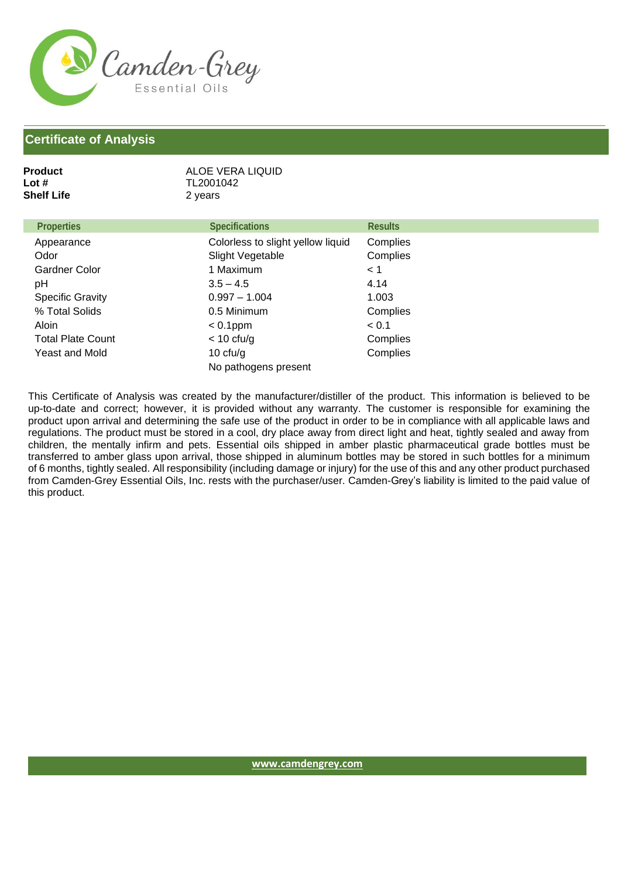Camden-Grey
Essential Oils

## Certificate of Analysis

| | |
|---|---|
| **Product** | ALOE VERA LIQUID |
| **Lot #** | TL2001042 |
| **Shelf Life** | 2 years |

| Properties | Specifications | Results |
|---|---|---|
| Appearance | Colorless to slight yellow liquid | Complies |
| Odor | Slight Vegetable | Complies |
| Gardner Color | 1 Maximum | < 1 |
| pH | 3.5 – 4.5 | 4.14 |
| Specific Gravity | 0.997 – 1.004 | 1.003 |
| % Total Solids | 0.5 Minimum | Complies |
| Aloin | < 0.1ppm | < 0.1 |
| Total Plate Count | < 10 cfu/g | Complies |
| Yeast and Mold | 10 cfu/g | Complies |
| | No pathogens present | |

This Certificate of Analysis was created by the manufacturer/distiller of the product. This information is believed to be up-to-date and correct; however, it is provided without any warranty. The customer is responsible for examining the product upon arrival and determining the safe use of the product in order to be in compliance with all applicable laws and regulations. The product must be stored in a cool, dry place away from direct light and heat, tightly sealed and away from children, the mentally infirm and pets. Essential oils shipped in amber plastic pharmaceutical grade bottles must be transferred to amber glass upon arrival, those shipped in aluminum bottles may be stored in such bottles for a minimum of 6 months, tightly sealed. All responsibility (including damage or injury) for the use of this and any other product purchased from Camden-Grey Essential Oils, Inc. rests with the purchaser/user. Camden-Grey's liability is limited to the paid value of this product.

www.camdengrey.com